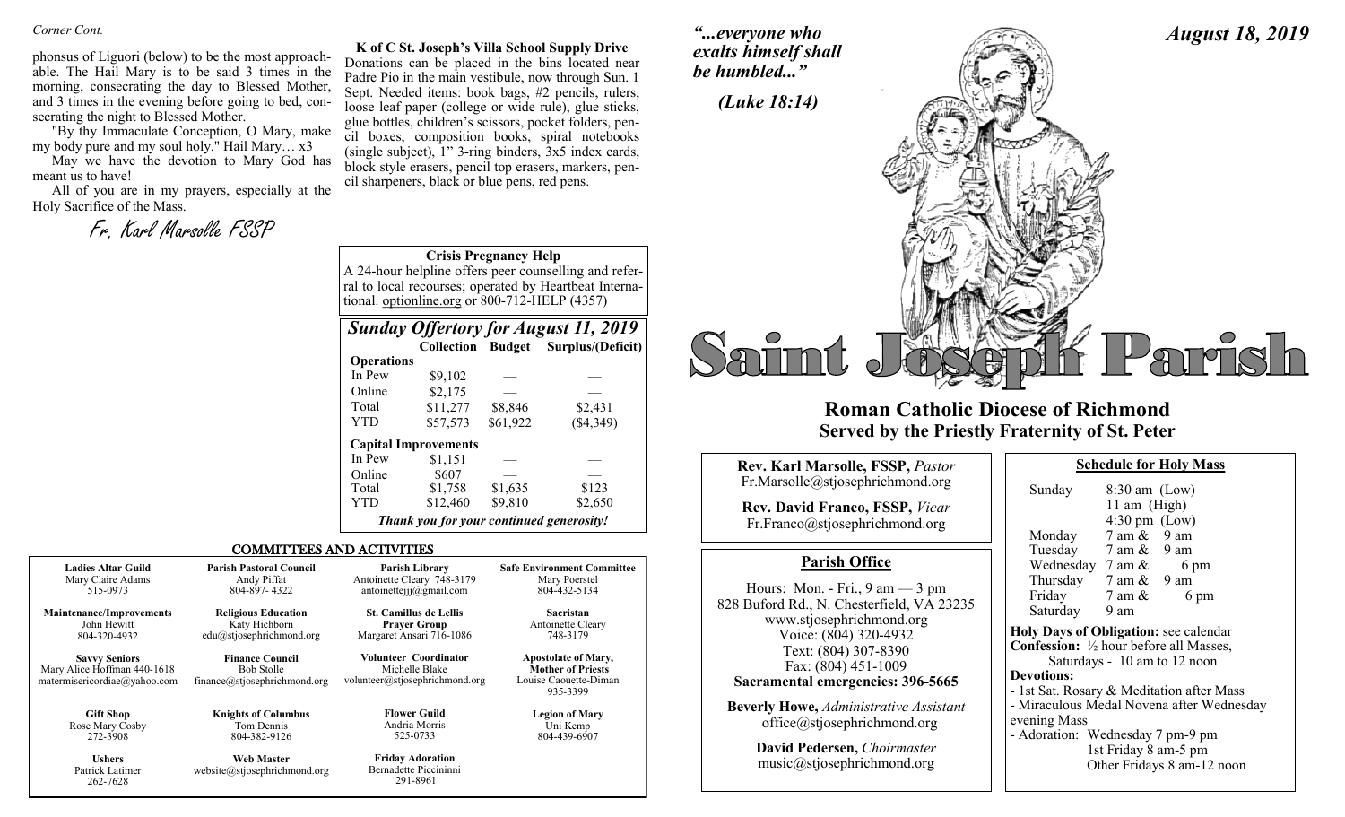*Corner Cont.*

phonsus of Liguori (below) to be the most approachable. The Hail Mary is to be said 3 times in the morning, consecrating the day to Blessed Mother, and 3 times in the evening before going to bed, consecrating the night to Blessed Mother.

"By thy Immaculate Conception, O Mary, make my body pure and my soul holy." Hail Mary… x3

May we have the devotion to Mary God has meant us to have!

All of you are in my prayers, especially at the Holy Sacrifice of the Mass.

*Fr. Karl Marsolle FSSP*

**K of C St. Joseph's Villa School Supply Drive**

Donations can be placed in the bins located near Padre Pio in the main vestibule, now through Sun. 1 Sept. Needed items: book bags, #2 pencils, rulers, loose leaf paper (college or wide rule), glue sticks, glue bottles, children's scissors, pocket folders, pencil boxes, composition books, spiral notebooks (single subject), 1" 3-ring binders, 3x5 index cards, block style erasers, pencil top erasers, markers, pencil sharpeners, black or blue pens, red pens.

**Crisis Pregnancy Help**

A 24-hour helpline offers peer counselling and referral to local recourses; operated by Heartbeat International. optionline.org or 800-712-HELP (4357)

## *Sunday Offertory for August 11, 2019*

| | Collection | Budget | Surplus/(Deficit) |
|---|---|---|---|
| **Operations** | | | |
| In Pew | $9,102 | — | — |
| Online | $2,175 | — | — |
| Total | $11,277 | $8,846 | $2,431 |
| YTD | $57,573 | $61,922 | ($4,349) |
| **Capital Improvements** | | | |
| In Pew | $1,151 | — | — |
| Online | $607 | — | — |
| Total | $1,758 | $1,635 | $123 |
| YTD | $12,460 | $9,810 | $2,650 |

*Thank you for your continued generosity!*

## COMMITTEES AND ACTIVITIES

| | | | |
|---|---|---|---|
| **Ladies Altar Guild**<br>Mary Claire Adams<br>515-0973 | **Parish Pastoral Council**<br>Andy Piffat<br>804-897- 4322 | **Parish Library**<br>Antoinette Cleary 748-3179<br>antoinettejjj@gmail.com | **Safe Environment Committee**<br>Mary Poerstel<br>804-432-5134 |
| **Maintenance/Improvements**<br>John Hewitt<br>804-320-4932 | **Religious Education**<br>Katy Hichborn<br>edu@stjosephrichmond.org | **St. Camillus de Lellis Prayer Group**<br>Margaret Ansari 716-1086 | **Sacristan**<br>Antoinette Cleary<br>748-3179 |
| **Savvy Seniors**<br>Mary Alice Hoffman 440-1618<br>matermisericordiae@yahoo.com | **Finance Council**<br>Bob Stolle<br>finance@stjosephrichmond.org | **Volunteer Coordinator**<br>Michelle Blake<br>volunteer@stjosephrichmond.org | **Apostolate of Mary, Mother of Priests**<br>Louise Caouette-Diman<br>935-3399 |
| **Gift Shop**<br>Rose Mary Cosby<br>272-3908 | **Knights of Columbus**<br>Tom Dennis<br>804-382-9126 | **Flower Guild**<br>Andria Morris<br>525-0733 | **Legion of Mary**<br>Uni Kemp<br>804-439-6907 |
| **Ushers**<br>Patrick Latimer<br>262-7628 | **Web Master**<br>website@stjosephrichmond.org | **Friday Adoration**<br>Bernadette Piccininni<br>291-8961 | |

*"...everyone who exalts himself shall be humbled..."*

*(Luke 18:14)*

*August 18, 2019*

# Saint Joseph Parish

## Roman Catholic Diocese of Richmond
## Served by the Priestly Fraternity of St. Peter

**Rev. Karl Marsolle, FSSP,** *Pastor*
Fr.Marsolle@stjosephrichmond.org

**Rev. David Franco, FSSP,** *Vicar*
Fr.Franco@stjosephrichmond.org

### Parish Office

Hours: Mon. - Fri., 9 am — 3 pm
828 Buford Rd., N. Chesterfield, VA 23235
www.stjosephrichmond.org
Voice: (804) 320-4932
Text: (804) 307-8390
Fax: (804) 451-1009
**Sacramental emergencies: 396-5665**

**Beverly Howe,** *Administrative Assistant*
office@stjosephrichmond.org

**David Pedersen,** *Choirmaster*
music@stjosephrichmond.org

### Schedule for Holy Mass

| | |
|---|---|
| Sunday | 8:30 am (Low)<br>11 am (High)<br>4:30 pm (Low) |
| Monday | 7 am & 9 am |
| Tuesday | 7 am & 9 am |
| Wednesday | 7 am & 6 pm |
| Thursday | 7 am & 9 am |
| Friday | 7 am & 6 pm |
| Saturday | 9 am |

**Holy Days of Obligation:** see calendar

**Confession:** ½ hour before all Masses, Saturdays - 10 am to 12 noon

**Devotions:**

- 1st Sat. Rosary & Meditation after Mass
- Miraculous Medal Novena after Wednesday evening Mass
- Adoration: Wednesday 7 pm-9 pm
  1st Friday 8 am-5 pm
  Other Fridays 8 am-12 noon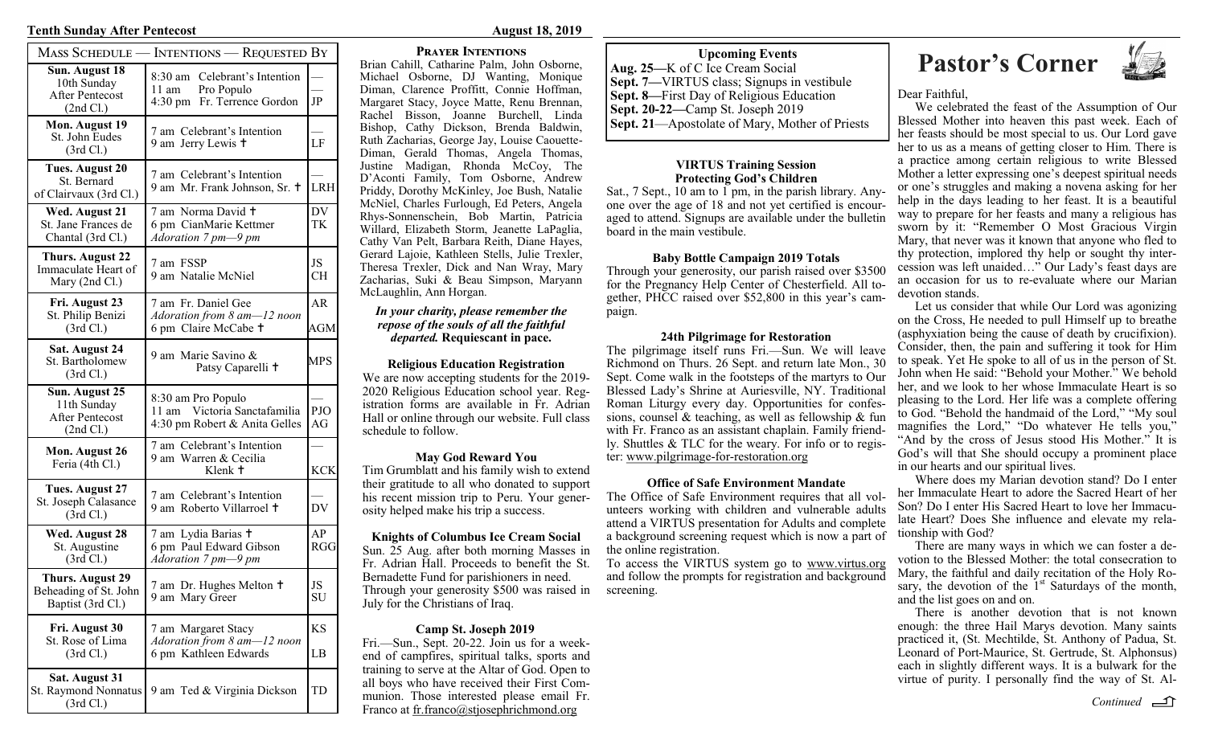**Tenth Sunday After Pentecost** **August 18, 2019**

| Mass Schedule — Intentions — Requested By | | |
|---|---|---|
| **Sun. August 18** 10th Sunday After Pentecost (2nd Cl.) | 8:30 am Celebrant's Intention<br>11 am Pro Populo<br>4:30 pm Fr. Terrence Gordon | —<br>—<br>JP |
| **Mon. August 19** St. John Eudes (3rd Cl.) | 7 am Celebrant's Intention<br>9 am Jerry Lewis ✝ | —<br>LF |
| **Tues. August 20** St. Bernard of Clairvaux (3rd Cl.) | 7 am Celebrant's Intention<br>9 am Mr. Frank Johnson, Sr. ✝ | —<br>LRH |
| **Wed. August 21** St. Jane Frances de Chantal (3rd Cl.) | 7 am Norma David ✝<br>6 pm CianMarie Kettmer<br>*Adoration 7 pm—9 pm* | DV<br>TK |
| **Thurs. August 22** Immaculate Heart of Mary (2nd Cl.) | 7 am FSSP<br>9 am Natalie McNiel | JS<br>CH |
| **Fri. August 23** St. Philip Benizi (3rd Cl.) | 7 am Fr. Daniel Gee<br>*Adoration from 8 am—12 noon*<br>6 pm Claire McCabe ✝ | AR<br><br>AGM |
| **Sat. August 24** St. Bartholomew (3rd Cl.) | 9 am Marie Savino & Patsy Caparelli ✝ | MPS |
| **Sun. August 25** 11th Sunday After Pentecost (2nd Cl.) | 8:30 am Pro Populo<br>11 am Victoria Sanctafamilia<br>4:30 pm Robert & Anita Gelles | —<br>PJO<br>AG |
| **Mon. August 26** Feria (4th Cl.) | 7 am Celebrant's Intention<br>9 am Warren & Cecilia Klenk ✝ | —<br>KCK |
| **Tues. August 27** St. Joseph Calasance (3rd Cl.) | 7 am Celebrant's Intention<br>9 am Roberto Villarroel ✝ | —<br>DV |
| **Wed. August 28** St. Augustine (3rd Cl.) | 7 am Lydia Barias ✝<br>6 pm Paul Edward Gibson<br>*Adoration 7 pm—9 pm* | AP<br>RGG |
| **Thurs. August 29** Beheading of St. John Baptist (3rd Cl.) | 7 am Dr. Hughes Melton ✝<br>9 am Mary Greer | JS<br>SU |
| **Fri. August 30** St. Rose of Lima (3rd Cl.) | 7 am Margaret Stacy<br>*Adoration from 8 am—12 noon*<br>6 pm Kathleen Edwards | KS<br><br>LB |
| **Sat. August 31** St. Raymond Nonnatus (3rd Cl.) | 9 am Ted & Virginia Dickson | TD |

### Prayer Intentions

Brian Cahill, Catharine Palm, John Osborne, Michael Osborne, DJ Wanting, Monique Diman, Clarence Proffitt, Connie Hoffman, Margaret Stacy, Joyce Matte, Renu Brennan, Rachel Bisson, Joanne Burchell, Linda Bishop, Cathy Dickson, Brenda Baldwin, Ruth Zacharias, George Jay, Louise Caouette-Diman, Gerald Thomas, Angela Thomas, Justine Madigan, Rhonda McCoy, The D'Aconti Family, Tom Osborne, Andrew Priddy, Dorothy McKinley, Joe Bush, Natalie McNiel, Charles Furlough, Ed Peters, Angela Rhys-Sonnenschein, Bob Martin, Patricia Willard, Elizabeth Storm, Jeanette LaPaglia, Cathy Van Pelt, Barbara Reith, Diane Hayes, Gerard Lajoie, Kathleen Stells, Julie Trexler, Theresa Trexler, Dick and Nan Wray, Mary Zacharias, Suki & Beau Simpson, Maryann McLaughlin, Ann Horgan.

***In your charity, please remember the repose of the souls of all the faithful departed.* Requiescant in pace.**

### Religious Education Registration

We are now accepting students for the 2019-2020 Religious Education school year. Registration forms are available in Fr. Adrian Hall or online through our website. Full class schedule to follow.

### May God Reward You

Tim Grumblatt and his family wish to extend their gratitude to all who donated to support his recent mission trip to Peru. Your generosity helped make his trip a success.

### Knights of Columbus Ice Cream Social

Sun. 25 Aug. after both morning Masses in Fr. Adrian Hall. Proceeds to benefit the St. Bernadette Fund for parishioners in need. Through your generosity $500 was raised in July for the Christians of Iraq.

### Camp St. Joseph 2019

Fri.—Sun., Sept. 20-22. Join us for a weekend of campfires, spiritual talks, sports and training to serve at the Altar of God. Open to all boys who have received their First Communion. Those interested please email Fr. Franco at fr.franco@stjosephrichmond.org

### Upcoming Events

**Aug. 25—**K of C Ice Cream Social
**Sept. 7—**VIRTUS class; Signups in vestibule
**Sept. 8—**First Day of Religious Education
**Sept. 20-22—**Camp St. Joseph 2019
**Sept. 21**—Apostolate of Mary, Mother of Priests

### VIRTUS Training Session Protecting God's Children

Sat., 7 Sept., 10 am to 1 pm, in the parish library. Anyone over the age of 18 and not yet certified is encouraged to attend. Signups are available under the bulletin board in the main vestibule.

### Baby Bottle Campaign 2019 Totals

Through your generosity, our parish raised over $3500 for the Pregnancy Help Center of Chesterfield. All together, PHCC raised over $52,800 in this year's campaign.

### 24th Pilgrimage for Restoration

The pilgrimage itself runs Fri.—Sun. We will leave Richmond on Thurs. 26 Sept. and return late Mon., 30 Sept. Come walk in the footsteps of the martyrs to Our Blessed Lady's Shrine at Auriesville, NY. Traditional Roman Liturgy every day. Opportunities for confessions, counsel & teaching, as well as fellowship & fun with Fr. Franco as an assistant chaplain. Family friendly. Shuttles & TLC for the weary. For info or to register: www.pilgrimage-for-restoration.org

### Office of Safe Environment Mandate

The Office of Safe Environment requires that all volunteers working with children and vulnerable adults attend a VIRTUS presentation for Adults and complete a background screening request which is now a part of the online registration.

To access the VIRTUS system go to www.virtus.org and follow the prompts for registration and background screening.

# Pastor's Corner

Dear Faithful,

We celebrated the feast of the Assumption of Our Blessed Mother into heaven this past week. Each of her feasts should be most special to us. Our Lord gave her to us as a means of getting closer to Him. There is a practice among certain religious to write Blessed Mother a letter expressing one's deepest spiritual needs or one's struggles and making a novena asking for her help in the days leading to her feast. It is a beautiful way to prepare for her feasts and many a religious has sworn by it: "Remember O Most Gracious Virgin Mary, that never was it known that anyone who fled to thy protection, implored thy help or sought thy intercession was left unaided…" Our Lady's feast days are an occasion for us to re-evaluate where our Marian devotion stands.

Let us consider that while Our Lord was agonizing on the Cross, He needed to pull Himself up to breathe (asphyxiation being the cause of death by crucifixion). Consider, then, the pain and suffering it took for Him to speak. Yet He spoke to all of us in the person of St. John when He said: "Behold your Mother." We behold her, and we look to her whose Immaculate Heart is so pleasing to the Lord. Her life was a complete offering to God. "Behold the handmaid of the Lord," "My soul magnifies the Lord," "Do whatever He tells you," "And by the cross of Jesus stood His Mother." It is God's will that She should occupy a prominent place in our hearts and our spiritual lives.

Where does my Marian devotion stand? Do I enter her Immaculate Heart to adore the Sacred Heart of her Son? Do I enter His Sacred Heart to love her Immaculate Heart? Does She influence and elevate my relationship with God?

There are many ways in which we can foster a devotion to the Blessed Mother: the total consecration to Mary, the faithful and daily recitation of the Holy Rosary, the devotion of the 1st Saturdays of the month, and the list goes on and on.

There is another devotion that is not known enough: the three Hail Marys devotion. Many saints practiced it, (St. Mechtilde, St. Anthony of Padua, St. Leonard of Port-Maurice, St. Gertrude, St. Alphonsus) each in slightly different ways. It is a bulwark for the virtue of purity. I personally find the way of St. Al-

*Continued*